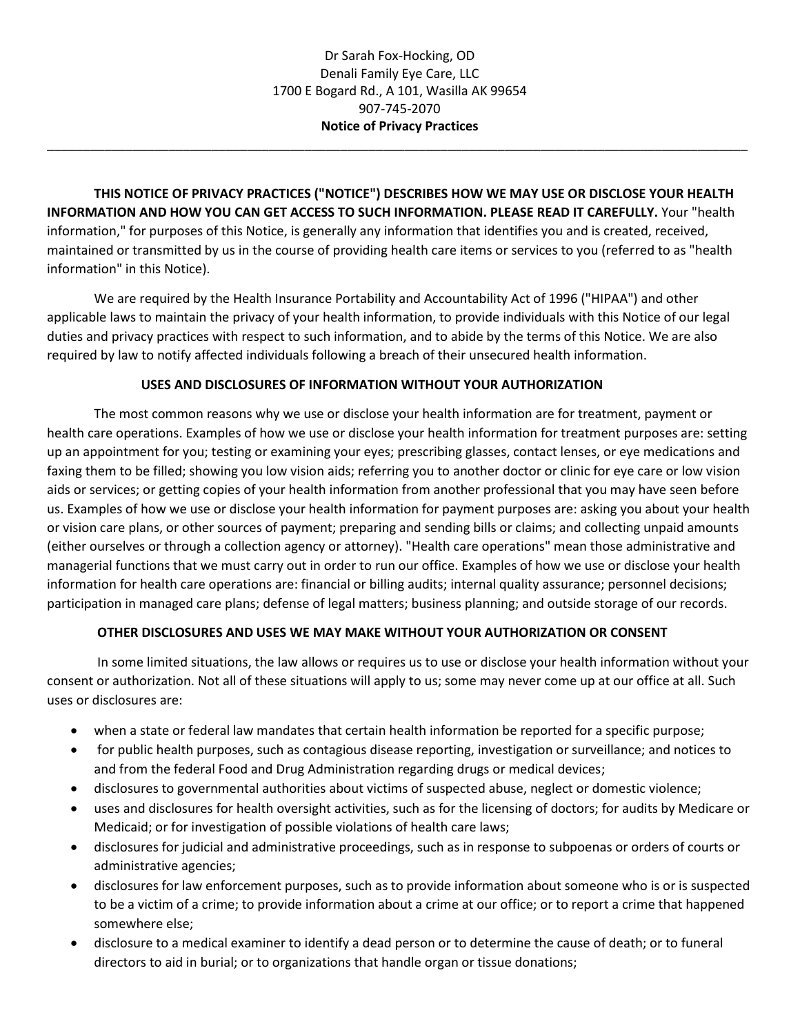Dr Sarah Fox-Hocking, OD
Denali Family Eye Care, LLC
1700 E Bogard Rd., A 101, Wasilla AK 99654
907-745-2070

# Notice of Privacy Practices

---

**THIS NOTICE OF PRIVACY PRACTICES ("NOTICE") DESCRIBES HOW WE MAY USE OR DISCLOSE YOUR HEALTH INFORMATION AND HOW YOU CAN GET ACCESS TO SUCH INFORMATION. PLEASE READ IT CAREFULLY.** Your "health information," for purposes of this Notice, is generally any information that identifies you and is created, received, maintained or transmitted by us in the course of providing health care items or services to you (referred to as "health information" in this Notice).

We are required by the Health Insurance Portability and Accountability Act of 1996 ("HIPAA") and other applicable laws to maintain the privacy of your health information, to provide individuals with this Notice of our legal duties and privacy practices with respect to such information, and to abide by the terms of this Notice. We are also required by law to notify affected individuals following a breach of their unsecured health information.

## USES AND DISCLOSURES OF INFORMATION WITHOUT YOUR AUTHORIZATION

The most common reasons why we use or disclose your health information are for treatment, payment or health care operations. Examples of how we use or disclose your health information for treatment purposes are: setting up an appointment for you; testing or examining your eyes; prescribing glasses, contact lenses, or eye medications and faxing them to be filled; showing you low vision aids; referring you to another doctor or clinic for eye care or low vision aids or services; or getting copies of your health information from another professional that you may have seen before us. Examples of how we use or disclose your health information for payment purposes are: asking you about your health or vision care plans, or other sources of payment; preparing and sending bills or claims; and collecting unpaid amounts (either ourselves or through a collection agency or attorney). "Health care operations" mean those administrative and managerial functions that we must carry out in order to run our office. Examples of how we use or disclose your health information for health care operations are: financial or billing audits; internal quality assurance; personnel decisions; participation in managed care plans; defense of legal matters; business planning; and outside storage of our records.

## OTHER DISCLOSURES AND USES WE MAY MAKE WITHOUT YOUR AUTHORIZATION OR CONSENT

In some limited situations, the law allows or requires us to use or disclose your health information without your consent or authorization. Not all of these situations will apply to us; some may never come up at our office at all. Such uses or disclosures are:

- when a state or federal law mandates that certain health information be reported for a specific purpose;
- for public health purposes, such as contagious disease reporting, investigation or surveillance; and notices to and from the federal Food and Drug Administration regarding drugs or medical devices;
- disclosures to governmental authorities about victims of suspected abuse, neglect or domestic violence;
- uses and disclosures for health oversight activities, such as for the licensing of doctors; for audits by Medicare or Medicaid; or for investigation of possible violations of health care laws;
- disclosures for judicial and administrative proceedings, such as in response to subpoenas or orders of courts or administrative agencies;
- disclosures for law enforcement purposes, such as to provide information about someone who is or is suspected to be a victim of a crime; to provide information about a crime at our office; or to report a crime that happened somewhere else;
- disclosure to a medical examiner to identify a dead person or to determine the cause of death; or to funeral directors to aid in burial; or to organizations that handle organ or tissue donations;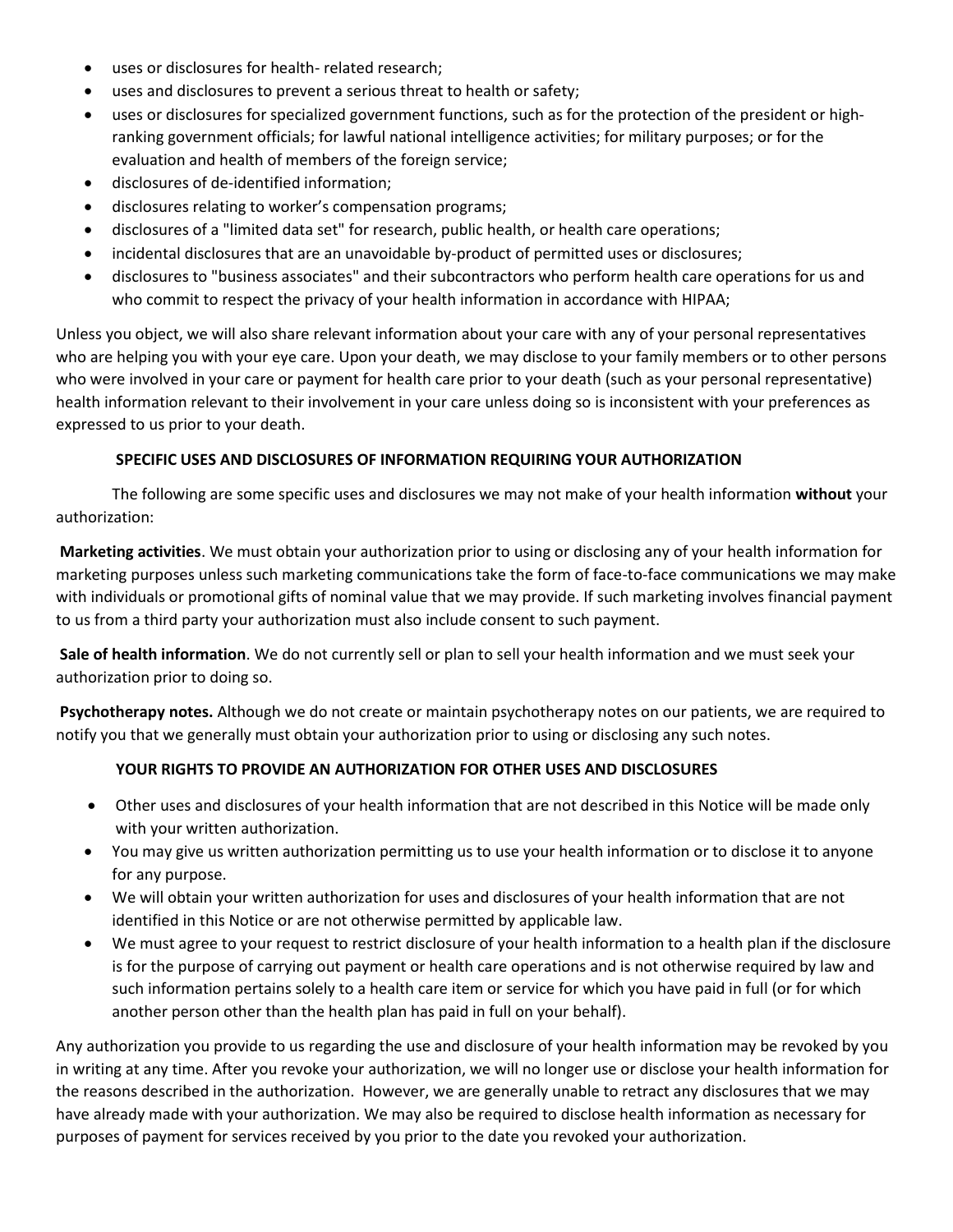- uses or disclosures for health- related research;
- uses and disclosures to prevent a serious threat to health or safety;
- uses or disclosures for specialized government functions, such as for the protection of the president or high-ranking government officials; for lawful national intelligence activities; for military purposes; or for the evaluation and health of members of the foreign service;
- disclosures of de-identified information;
- disclosures relating to worker's compensation programs;
- disclosures of a "limited data set" for research, public health, or health care operations;
- incidental disclosures that are an unavoidable by-product of permitted uses or disclosures;
- disclosures to "business associates" and their subcontractors who perform health care operations for us and who commit to respect the privacy of your health information in accordance with HIPAA;

Unless you object, we will also share relevant information about your care with any of your personal representatives who are helping you with your eye care. Upon your death, we may disclose to your family members or to other persons who were involved in your care or payment for health care prior to your death (such as your personal representative) health information relevant to their involvement in your care unless doing so is inconsistent with your preferences as expressed to us prior to your death.

## SPECIFIC USES AND DISCLOSURES OF INFORMATION REQUIRING YOUR AUTHORIZATION

The following are some specific uses and disclosures we may not make of your health information **without** your authorization:

**Marketing activities**. We must obtain your authorization prior to using or disclosing any of your health information for marketing purposes unless such marketing communications take the form of face-to-face communications we may make with individuals or promotional gifts of nominal value that we may provide. If such marketing involves financial payment to us from a third party your authorization must also include consent to such payment.

**Sale of health information**. We do not currently sell or plan to sell your health information and we must seek your authorization prior to doing so.

**Psychotherapy notes.** Although we do not create or maintain psychotherapy notes on our patients, we are required to notify you that we generally must obtain your authorization prior to using or disclosing any such notes.

## YOUR RIGHTS TO PROVIDE AN AUTHORIZATION FOR OTHER USES AND DISCLOSURES

- Other uses and disclosures of your health information that are not described in this Notice will be made only with your written authorization.
- You may give us written authorization permitting us to use your health information or to disclose it to anyone for any purpose.
- We will obtain your written authorization for uses and disclosures of your health information that are not identified in this Notice or are not otherwise permitted by applicable law.
- We must agree to your request to restrict disclosure of your health information to a health plan if the disclosure is for the purpose of carrying out payment or health care operations and is not otherwise required by law and such information pertains solely to a health care item or service for which you have paid in full (or for which another person other than the health plan has paid in full on your behalf).

Any authorization you provide to us regarding the use and disclosure of your health information may be revoked by you in writing at any time. After you revoke your authorization, we will no longer use or disclose your health information for the reasons described in the authorization. However, we are generally unable to retract any disclosures that we may have already made with your authorization. We may also be required to disclose health information as necessary for purposes of payment for services received by you prior to the date you revoked your authorization.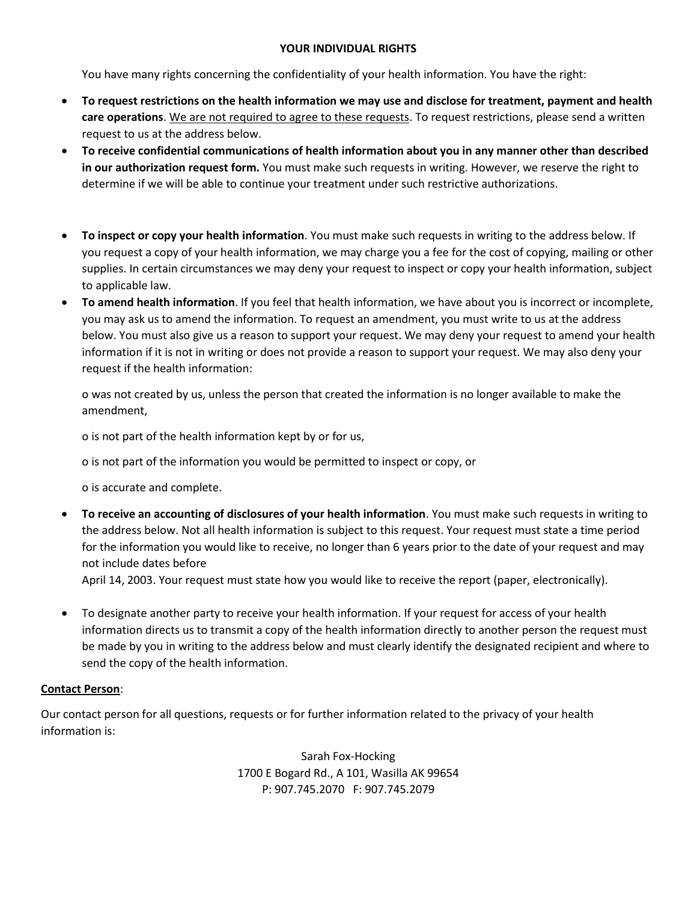## YOUR INDIVIDUAL RIGHTS

You have many rights concerning the confidentiality of your health information. You have the right:

- **To request restrictions on the health information we may use and disclose for treatment, payment and health care operations**. We are not required to agree to these requests. To request restrictions, please send a written request to us at the address below.
- **To receive confidential communications of health information about you in any manner other than described in our authorization request form.** You must make such requests in writing. However, we reserve the right to determine if we will be able to continue your treatment under such restrictive authorizations.
- **To inspect or copy your health information**. You must make such requests in writing to the address below. If you request a copy of your health information, we may charge you a fee for the cost of copying, mailing or other supplies. In certain circumstances we may deny your request to inspect or copy your health information, subject to applicable law.
- **To amend health information**. If you feel that health information, we have about you is incorrect or incomplete, you may ask us to amend the information. To request an amendment, you must write to us at the address below. You must also give us a reason to support your request. We may deny your request to amend your health information if it is not in writing or does not provide a reason to support your request. We may also deny your request if the health information:

  o was not created by us, unless the person that created the information is no longer available to make the amendment,

  o is not part of the health information kept by or for us,

  o is not part of the information you would be permitted to inspect or copy, or

  o is accurate and complete.

- **To receive an accounting of disclosures of your health information**. You must make such requests in writing to the address below. Not all health information is subject to this request. Your request must state a time period for the information you would like to receive, no longer than 6 years prior to the date of your request and may not include dates before April 14, 2003. Your request must state how you would like to receive the report (paper, electronically).
- To designate another party to receive your health information. If your request for access of your health information directs us to transmit a copy of the health information directly to another person the request must be made by you in writing to the address below and must clearly identify the designated recipient and where to send the copy of the health information.

**Contact Person**:

Our contact person for all questions, requests or for further information related to the privacy of your health information is:

Sarah Fox-Hocking
1700 E Bogard Rd., A 101, Wasilla AK 99654
P: 907.745.2070 F: 907.745.2079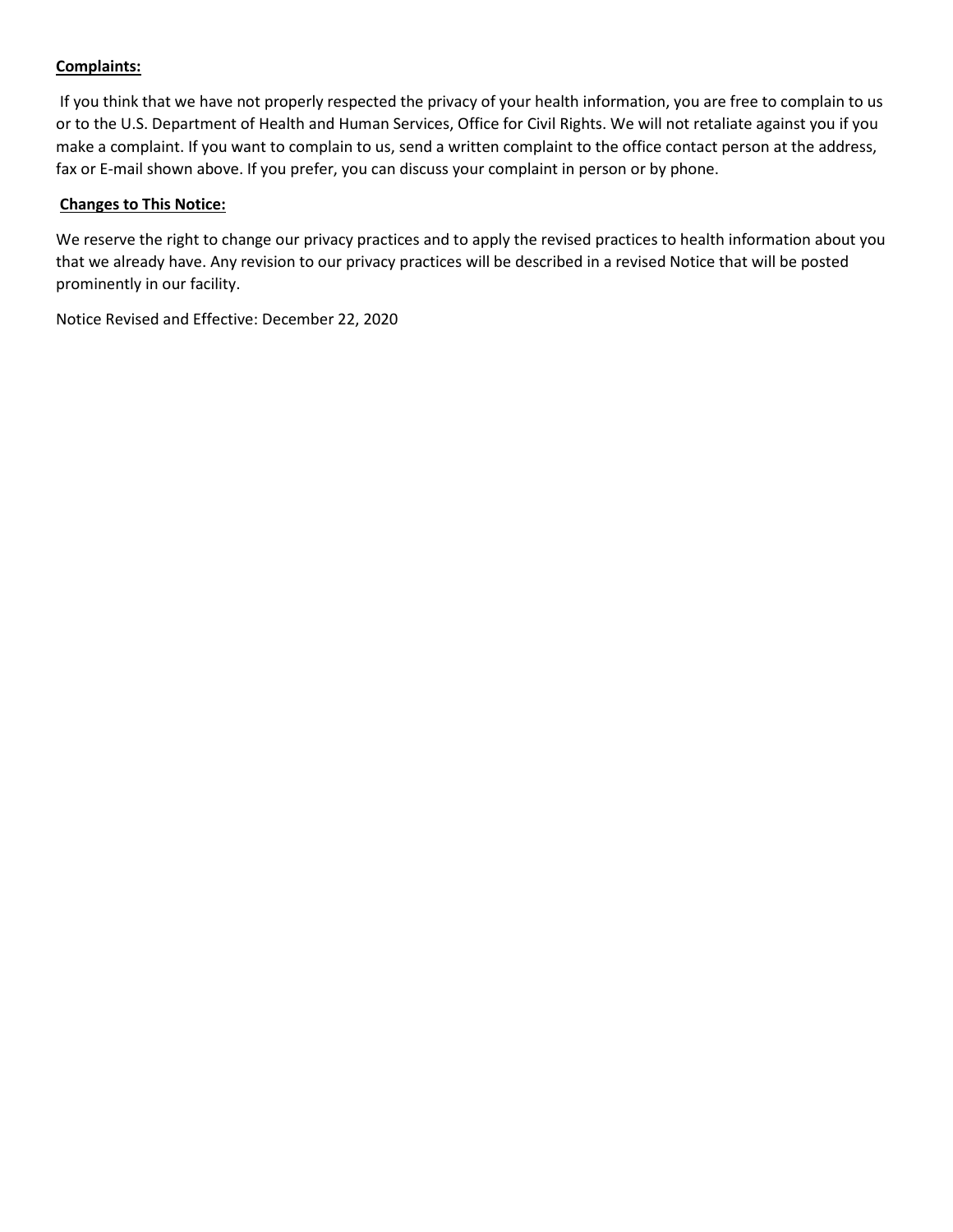**Complaints:**

If you think that we have not properly respected the privacy of your health information, you are free to complain to us or to the U.S. Department of Health and Human Services, Office for Civil Rights. We will not retaliate against you if you make a complaint. If you want to complain to us, send a written complaint to the office contact person at the address, fax or E-mail shown above. If you prefer, you can discuss your complaint in person or by phone.

**Changes to This Notice:**

We reserve the right to change our privacy practices and to apply the revised practices to health information about you that we already have. Any revision to our privacy practices will be described in a revised Notice that will be posted prominently in our facility.

Notice Revised and Effective: December 22, 2020